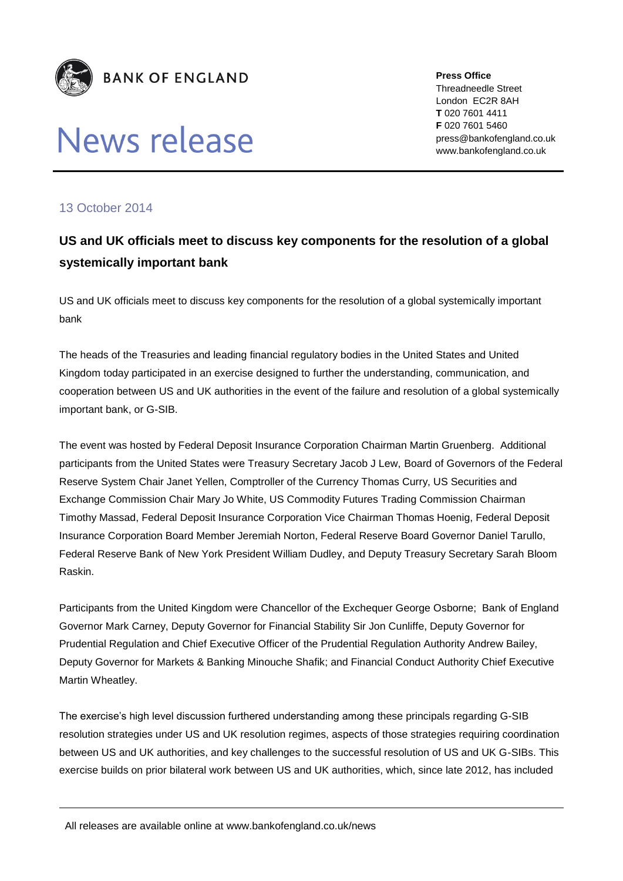**BANK OF ENGLAND**

# News release

**Press Office**
Threadneedle Street
London EC2R 8AH
**T** 020 7601 4411
**F** 020 7601 5460
press@bankofengland.co.uk
www.bankofengland.co.uk

13 October 2014

## US and UK officials meet to discuss key components for the resolution of a global systemically important bank

US and UK officials meet to discuss key components for the resolution of a global systemically important bank

The heads of the Treasuries and leading financial regulatory bodies in the United States and United Kingdom today participated in an exercise designed to further the understanding, communication, and cooperation between US and UK authorities in the event of the failure and resolution of a global systemically important bank, or G-SIB.

The event was hosted by Federal Deposit Insurance Corporation Chairman Martin Gruenberg. Additional participants from the United States were Treasury Secretary Jacob J Lew, Board of Governors of the Federal Reserve System Chair Janet Yellen, Comptroller of the Currency Thomas Curry, US Securities and Exchange Commission Chair Mary Jo White, US Commodity Futures Trading Commission Chairman Timothy Massad, Federal Deposit Insurance Corporation Vice Chairman Thomas Hoenig, Federal Deposit Insurance Corporation Board Member Jeremiah Norton, Federal Reserve Board Governor Daniel Tarullo, Federal Reserve Bank of New York President William Dudley, and Deputy Treasury Secretary Sarah Bloom Raskin.

Participants from the United Kingdom were Chancellor of the Exchequer George Osborne; Bank of England Governor Mark Carney, Deputy Governor for Financial Stability Sir Jon Cunliffe, Deputy Governor for Prudential Regulation and Chief Executive Officer of the Prudential Regulation Authority Andrew Bailey, Deputy Governor for Markets & Banking Minouche Shafik; and Financial Conduct Authority Chief Executive Martin Wheatley.

The exercise's high level discussion furthered understanding among these principals regarding G-SIB resolution strategies under US and UK resolution regimes, aspects of those strategies requiring coordination between US and UK authorities, and key challenges to the successful resolution of US and UK G-SIBs. This exercise builds on prior bilateral work between US and UK authorities, which, since late 2012, has included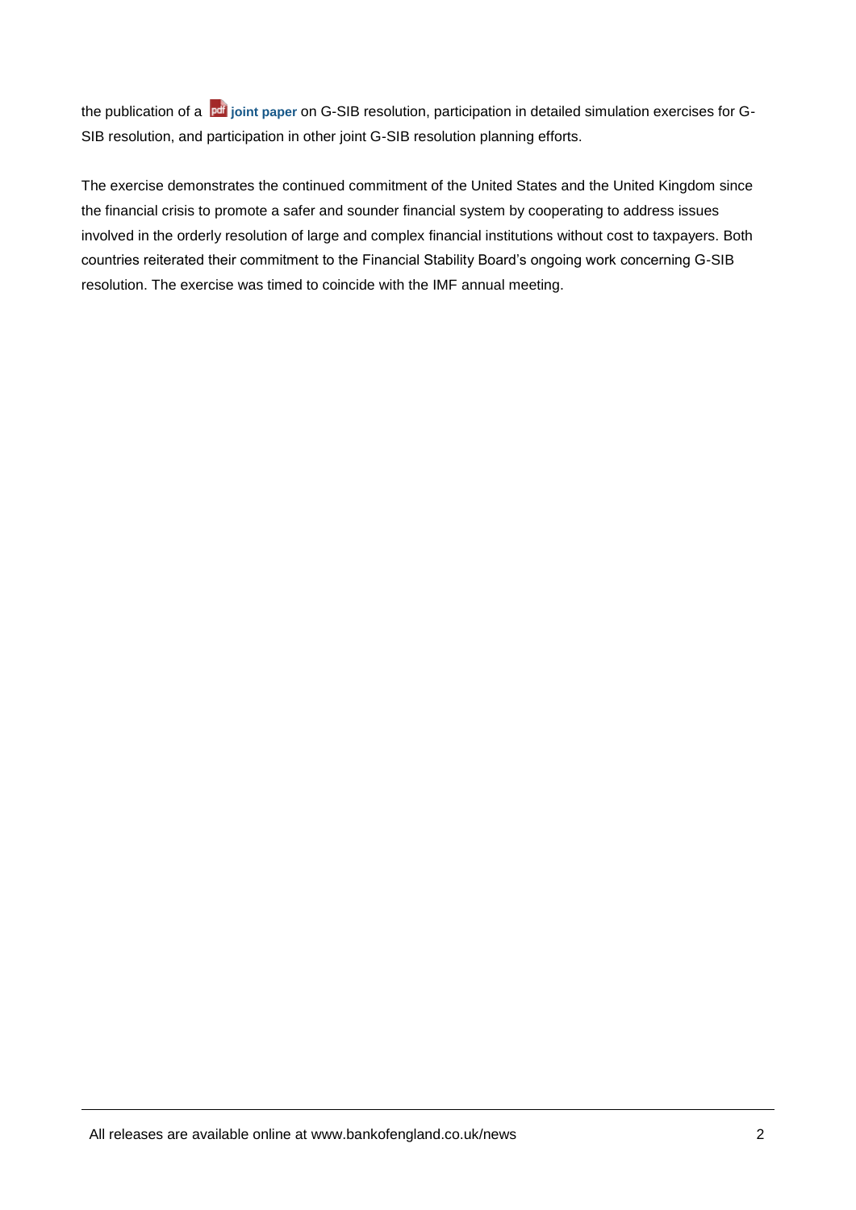the publication of a **joint paper** on G-SIB resolution, participation in detailed simulation exercises for G-SIB resolution, and participation in other joint G-SIB resolution planning efforts.

The exercise demonstrates the continued commitment of the United States and the United Kingdom since the financial crisis to promote a safer and sounder financial system by cooperating to address issues involved in the orderly resolution of large and complex financial institutions without cost to taxpayers. Both countries reiterated their commitment to the Financial Stability Board's ongoing work concerning G-SIB resolution. The exercise was timed to coincide with the IMF annual meeting.